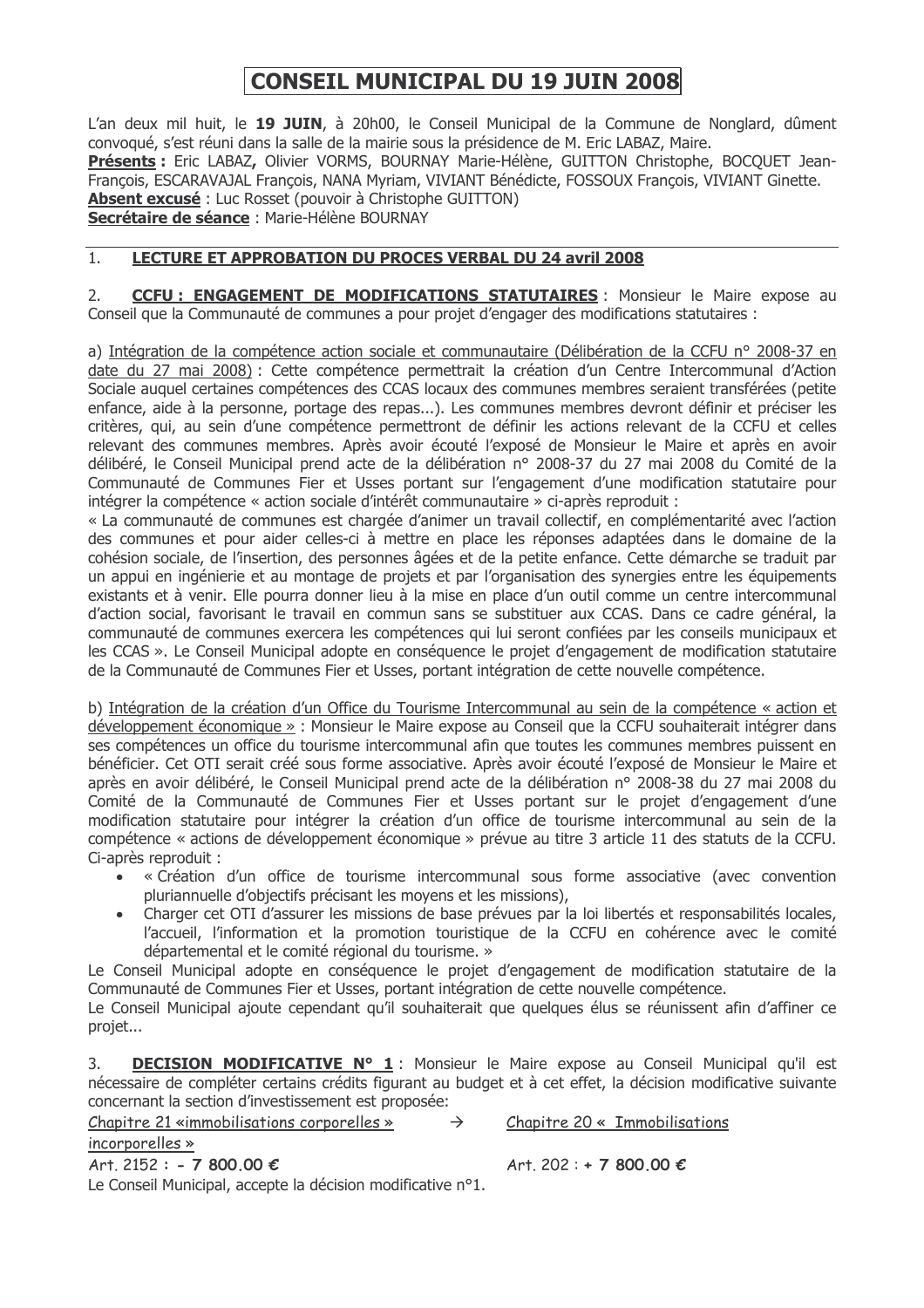# CONSEIL MUNICIPAL DU 19 JUIN 2008

L'an deux mil huit, le **19 JUIN**, à 20h00, le Conseil Municipal de la Commune de Nonglard, dûment convoqué, s'est réuni dans la salle de la mairie sous la présidence de M. Eric LABAZ, Maire.
**Présents :** Eric LABAZ**,** Olivier VORMS, BOURNAY Marie-Hélène, GUITTON Christophe, BOCQUET Jean-François, ESCARAVAJAL François, NANA Myriam, VIVIANT Bénédicte, FOSSOUX François, VIVIANT Ginette.
**Absent excusé** : Luc Rosset (pouvoir à Christophe GUITTON)
**Secrétaire de séance** : Marie-Hélène BOURNAY

1. **LECTURE ET APPROBATION DU PROCES VERBAL DU 24 avril 2008**

2. **CCFU : ENGAGEMENT DE MODIFICATIONS STATUTAIRES** : Monsieur le Maire expose au Conseil que la Communauté de communes a pour projet d'engager des modifications statutaires :

a) Intégration de la compétence action sociale et communautaire (Délibération de la CCFU n° 2008-37 en date du 27 mai 2008) : Cette compétence permettrait la création d'un Centre Intercommunal d'Action Sociale auquel certaines compétences des CCAS locaux des communes membres seraient transférées (petite enfance, aide à la personne, portage des repas...). Les communes membres devront définir et préciser les critères, qui, au sein d'une compétence permettront de définir les actions relevant de la CCFU et celles relevant des communes membres. Après avoir écouté l'exposé de Monsieur le Maire et après en avoir délibéré, le Conseil Municipal prend acte de la délibération n° 2008-37 du 27 mai 2008 du Comité de la Communauté de Communes Fier et Usses portant sur l'engagement d'une modification statutaire pour intégrer la compétence « action sociale d'intérêt communautaire » ci-après reproduit :
« La communauté de communes est chargée d'animer un travail collectif, en complémentarité avec l'action des communes et pour aider celles-ci à mettre en place les réponses adaptées dans le domaine de la cohésion sociale, de l'insertion, des personnes âgées et de la petite enfance. Cette démarche se traduit par un appui en ingénierie et au montage de projets et par l'organisation des synergies entre les équipements existants et à venir. Elle pourra donner lieu à la mise en place d'un outil comme un centre intercommunal d'action social, favorisant le travail en commun sans se substituer aux CCAS. Dans ce cadre général, la communauté de communes exercera les compétences qui lui seront confiées par les conseils municipaux et les CCAS ». Le Conseil Municipal adopte en conséquence le projet d'engagement de modification statutaire de la Communauté de Communes Fier et Usses, portant intégration de cette nouvelle compétence.

b) Intégration de la création d'un Office Du Tourisme Intercommunal au sein de la compétence « action et développement économique » : Monsieur le Maire expose au Conseil que la CCFU souhaiterait intégrer dans ses compétences un office du tourisme intercommunal afin que toutes les communes membres puissent en bénéficier. Cet OTI serait créé sous forme associative. Après avoir écouté l'exposé de Monsieur le Maire et après en avoir délibéré, le Conseil Municipal prend acte de la délibération n° 2008-38 du 27 mai 2008 du Comité de la Communauté de Communes Fier et Usses portant sur le projet d'engagement d'une modification statutaire pour intégrer la création d'un office de tourisme intercommunal au sein de la compétence « actions de développement économique » prévue au titre 3 article 11 des statuts de la CCFU. Ci-après reproduit :

- « Création d'un office de tourisme intercommunal sous forme associative (avec convention pluriannuelle d'objectifs précisant les moyens et les missions),
- Charger cet OTI d'assurer les missions de base prévues par la loi libertés et responsabilités locales, l'accueil, l'information et la promotion touristique de la CCFU en cohérence avec le comité départemental et le comité régional du tourisme. »

Le Conseil Municipal adopte en conséquence le projet d'engagement de modification statutaire de la Communauté de Communes Fier et Usses, portant intégration de cette nouvelle compétence.
Le Conseil Municipal ajoute cependant qu'il souhaiterait que quelques élus se réunissent afin d'affiner ce projet...

3. **DECISION MODIFICATIVE N° 1** : Monsieur le Maire expose au Conseil Municipal qu'il est nécessaire de compléter certains crédits figurant au budget et à cet effet, la décision modificative suivante concernant la section d'investissement est proposée:

| Chapitre 21 «immobilisations corporelles » | → | Chapitre 20 « Immobilisations incorporelles » |
|---|---|---|
| Art. 2152 : **- 7 800.00 €** | | Art. 202 : **+ 7 800.00 €** |

Le Conseil Municipal, accepte la décision modificative n°1.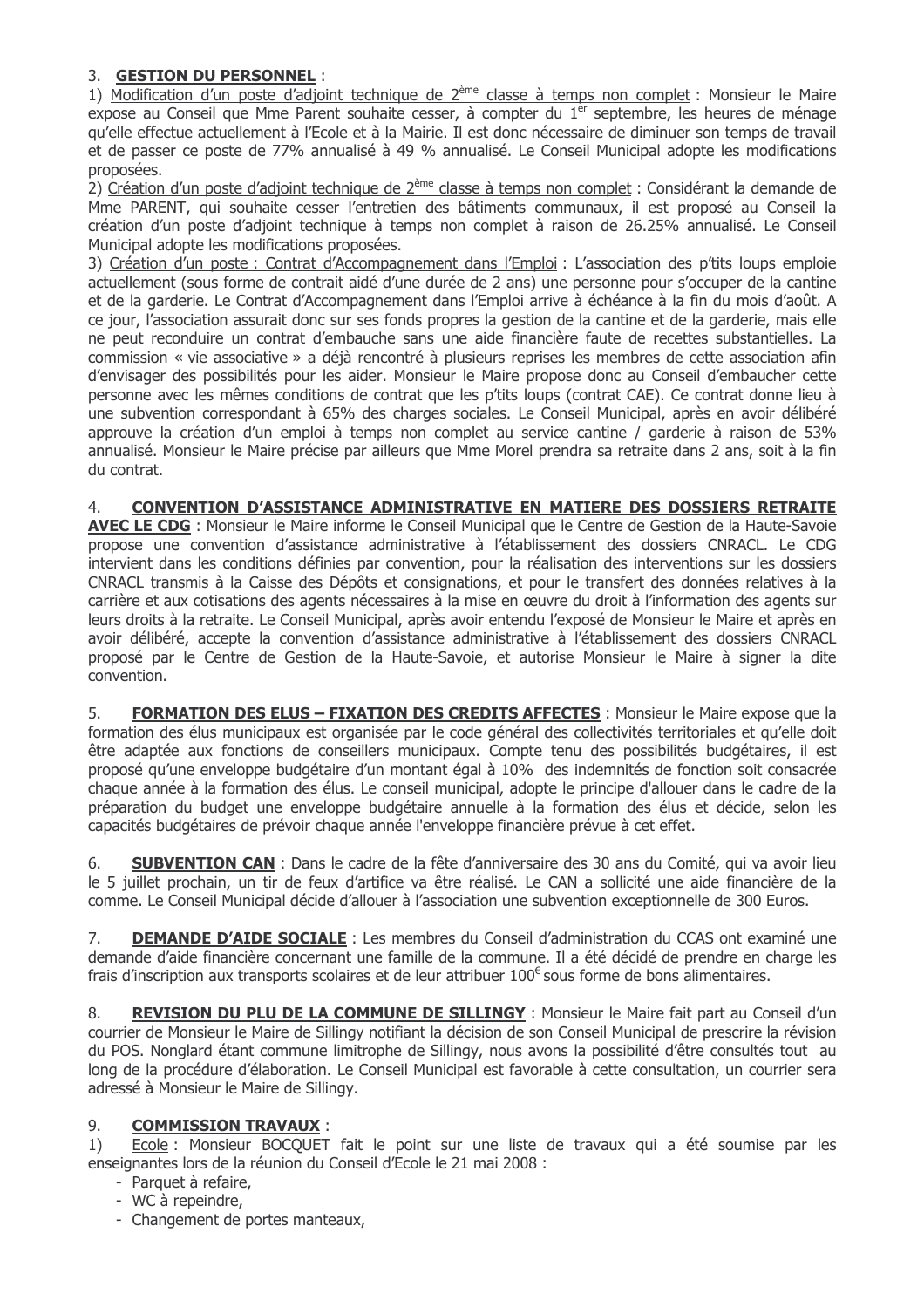3. **GESTION DU PERSONNEL** :

1) Modification d'un poste d'adjoint technique de 2ème classe à temps non complet : Monsieur le Maire expose au Conseil que Mme Parent souhaite cesser, à compter du 1er septembre, les heures de ménage qu'elle effectue actuellement à l'Ecole et à la Mairie. Il est donc nécessaire de diminuer son temps de travail et de passer ce poste de 77% annualisé à 49 % annualisé. Le Conseil Municipal adopte les modifications proposées.

2) Création d'un poste d'adjoint technique de 2ème classe à temps non complet : Considérant la demande de Mme PARENT, qui souhaite cesser l'entretien des bâtiments communaux, il est proposé au Conseil la création d'un poste d'adjoint technique à temps non complet à raison de 26.25% annualisé. Le Conseil Municipal adopte les modifications proposées.

3) Création d'un poste : Contrat d'Accompagnement dans l'Emploi : L'association des p'tits loups emploie actuellement (sous forme de contrait aidé d'une durée de 2 ans) une personne pour s'occuper de la cantine et de la garderie. Le Contrat d'Accompagnement dans l'Emploi arrive à échéance à la fin du mois d'août. A ce jour, l'association assurait donc sur ses fonds propres la gestion de la cantine et de la garderie, mais elle ne peut reconduire un contrat d'embauche sans une aide financière faute de recettes substantielles. La commission « vie associative » a déjà rencontré à plusieurs reprises les membres de cette association afin d'envisager des possibilités pour les aider. Monsieur le Maire propose donc au Conseil d'embaucher cette personne avec les mêmes conditions de contrat que les p'tits loups (contrat CAE). Ce contrat donne lieu à une subvention correspondant à 65% des charges sociales. Le Conseil Municipal, après en avoir délibéré approuve la création d'un emploi à temps non complet au service cantine / garderie à raison de 53% annualisé. Monsieur le Maire précise par ailleurs que Mme Morel prendra sa retraite dans 2 ans, soit à la fin du contrat.

4. **CONVENTION D'ASSISTANCE ADMINISTRATIVE EN MATIERE DES DOSSIERS RETRAITE AVEC LE CDG** : Monsieur le Maire informe le Conseil Municipal que le Centre de Gestion de la Haute-Savoie propose une convention d'assistance administrative à l'établissement des dossiers CNRACL. Le CDG intervient dans les conditions définies par convention, pour la réalisation des interventions sur les dossiers CNRACL transmis à la Caisse des Dépôts et consignations, et pour le transfert des données relatives à la carrière et aux cotisations des agents nécessaires à la mise en œuvre du droit à l'information des agents sur leurs droits à la retraite. Le Conseil Municipal, après avoir entendu l'exposé de Monsieur le Maire et après en avoir délibéré, accepte la convention d'assistance administrative à l'établissement des dossiers CNRACL proposé par le Centre de Gestion de la Haute-Savoie, et autorise Monsieur le Maire à signer la dite convention.

5. **FORMATION DES ELUS – FIXATION DES CREDITS AFFECTES** : Monsieur le Maire expose que la formation des élus municipaux est organisée par le code général des collectivités territoriales et qu'elle doit être adaptée aux fonctions de conseillers municipaux. Compte tenu des possibilités budgétaires, il est proposé qu'une enveloppe budgétaire d'un montant égal à 10% des indemnités de fonction soit consacrée chaque année à la formation des élus. Le conseil municipal, adopte le principe d'allouer dans le cadre de la préparation du budget une enveloppe budgétaire annuelle à la formation des élus et décide, selon les capacités budgétaires de prévoir chaque année l'enveloppe financière prévue à cet effet.

6. **SUBVENTION CAN** : Dans le cadre de la fête d'anniversaire des 30 ans du Comité, qui va avoir lieu le 5 juillet prochain, un tir de feux d'artifice va être réalisé. Le CAN a sollicité une aide financière de la comme. Le Conseil Municipal décide d'allouer à l'association une subvention exceptionnelle de 300 Euros.

7. **DEMANDE D'AIDE SOCIALE** : Les membres du Conseil d'administration du CCAS ont examiné une demande d'aide financière concernant une famille de la commune. Il a été décidé de prendre en charge les frais d'inscription aux transports scolaires et de leur attribuer 100€ sous forme de bons alimentaires.

8. **REVISION DU PLU DE LA COMMUNE DE SILLINGY** : Monsieur le Maire fait part au Conseil d'un courrier de Monsieur le Maire de Sillingy notifiant la décision de son Conseil Municipal de prescrire la révision du POS. Nonglard étant commune limitrophe de Sillingy, nous avons la possibilité d'être consultés tout au long de la procédure d'élaboration. Le Conseil Municipal est favorable à cette consultation, un courrier sera adressé à Monsieur le Maire de Sillingy.

9. **COMMISSION TRAVAUX** :

1) Ecole : Monsieur BOCQUET fait le point sur une liste de travaux qui a été soumise par les enseignantes lors de la réunion du Conseil d'Ecole le 21 mai 2008 :

- Parquet à refaire,
- WC à repeindre,
- Changement de portes manteaux,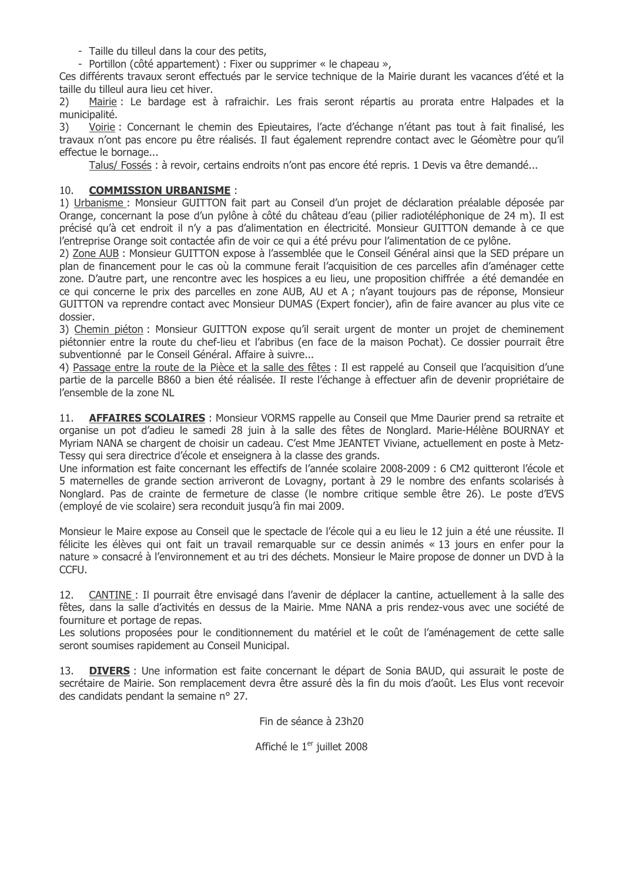- Taille du tilleul dans la cour des petits,
- Portillon (côté appartement) : Fixer ou supprimer « le chapeau »,

Ces différents travaux seront effectués par le service technique de la Mairie durant les vacances d'été et la taille du tilleul aura lieu cet hiver.

2) Mairie : Le bardage est à rafraichir. Les frais seront répartis au prorata entre Halpades et la municipalité.

3) Voirie : Concernant le chemin des Epieutaires, l'acte d'échange n'étant pas tout à fait finalisé, les travaux n'ont pas encore pu être réalisés. Il faut également reprendre contact avec le Géomètre pour qu'il effectue le bornage...

Talus/ Fossés : à revoir, certains endroits n'ont pas encore été repris. 1 Devis va être demandé...

10. **COMMISSION URBANISME** :

1) Urbanisme : Monsieur GUITTON fait part au Conseil d'un projet de déclaration préalable déposée par Orange, concernant la pose d'un pylône à côté du château d'eau (pilier radiotéléphonique de 24 m). Il est précisé qu'à cet endroit il n'y a pas d'alimentation en électricité. Monsieur GUITTON demande à ce que l'entreprise Orange soit contactée afin de voir ce qui a été prévu pour l'alimentation de ce pylône.

2) Zone AUB : Monsieur GUITTON expose à l'assemblée que le Conseil Général ainsi que la SED prépare un plan de financement pour le cas où la commune ferait l'acquisition de ces parcelles afin d'aménager cette zone. D'autre part, une rencontre avec les hospices a eu lieu, une proposition chiffrée a été demandée en ce qui concerne le prix des parcelles en zone AUB, AU et A ; n'ayant toujours pas de réponse, Monsieur GUITTON va reprendre contact avec Monsieur DUMAS (Expert foncier), afin de faire avancer au plus vite ce dossier.

3) Chemin piéton : Monsieur GUITTON expose qu'il serait urgent de monter un projet de cheminement piétonnier entre la route du chef-lieu et l'abribus (en face de la maison Pochat). Ce dossier pourrait être subventionné par le Conseil Général. Affaire à suivre...

4) Passage entre la route de la Pièce et la salle des fêtes : Il est rappelé au Conseil que l'acquisition d'une partie de la parcelle B860 a bien été réalisée. Il reste l'échange à effectuer afin de devenir propriétaire de l'ensemble de la zone NL

11. **AFFAIRES SCOLAIRES** : Monsieur VORMS rappelle au Conseil que Mme Daurier prend sa retraite et organise un pot d'adieu le samedi 28 juin à la salle des fêtes de Nonglard. Marie-Hélène BOURNAY et Myriam NANA se chargent de choisir un cadeau. C'est Mme JEANTET Viviane, actuellement en poste à Metz-Tessy qui sera directrice d'école et enseignera à la classe des grands.

Une information est faite concernant les effectifs de l'année scolaire 2008-2009 : 6 CM2 quitteront l'école et 5 maternelles de grande section arriveront de Lovagny, portant à 29 le nombre des enfants scolarisés à Nonglard. Pas de crainte de fermeture de classe (le nombre critique semble être 26). Le poste d'EVS (employé de vie scolaire) sera reconduit jusqu'à fin mai 2009.

Monsieur le Maire expose au Conseil que le spectacle de l'école qui a eu lieu le 12 juin a été une réussite. Il félicite les élèves qui ont fait un travail remarquable sur ce dessin animés « 13 jours en enfer pour la nature » consacré à l'environnement et au tri des déchets. Monsieur le Maire propose de donner un DVD à la CCFU.

12. CANTINE : Il pourrait être envisagé dans l'avenir de déplacer la cantine, actuellement à la salle des fêtes, dans la salle d'activités en dessus de la Mairie. Mme NANA a pris rendez-vous avec une société de fourniture et portage de repas.

Les solutions proposées pour le conditionnement du matériel et le coût de l'aménagement de cette salle seront soumises rapidement au Conseil Municipal.

13. **DIVERS** : Une information est faite concernant le départ de Sonia BAUD, qui assurait le poste de secrétaire de Mairie. Son remplacement devra être assuré dès la fin du mois d'août. Les Elus vont recevoir des candidats pendant la semaine n° 27.

Fin de séance à 23h20

Affiché le 1er juillet 2008